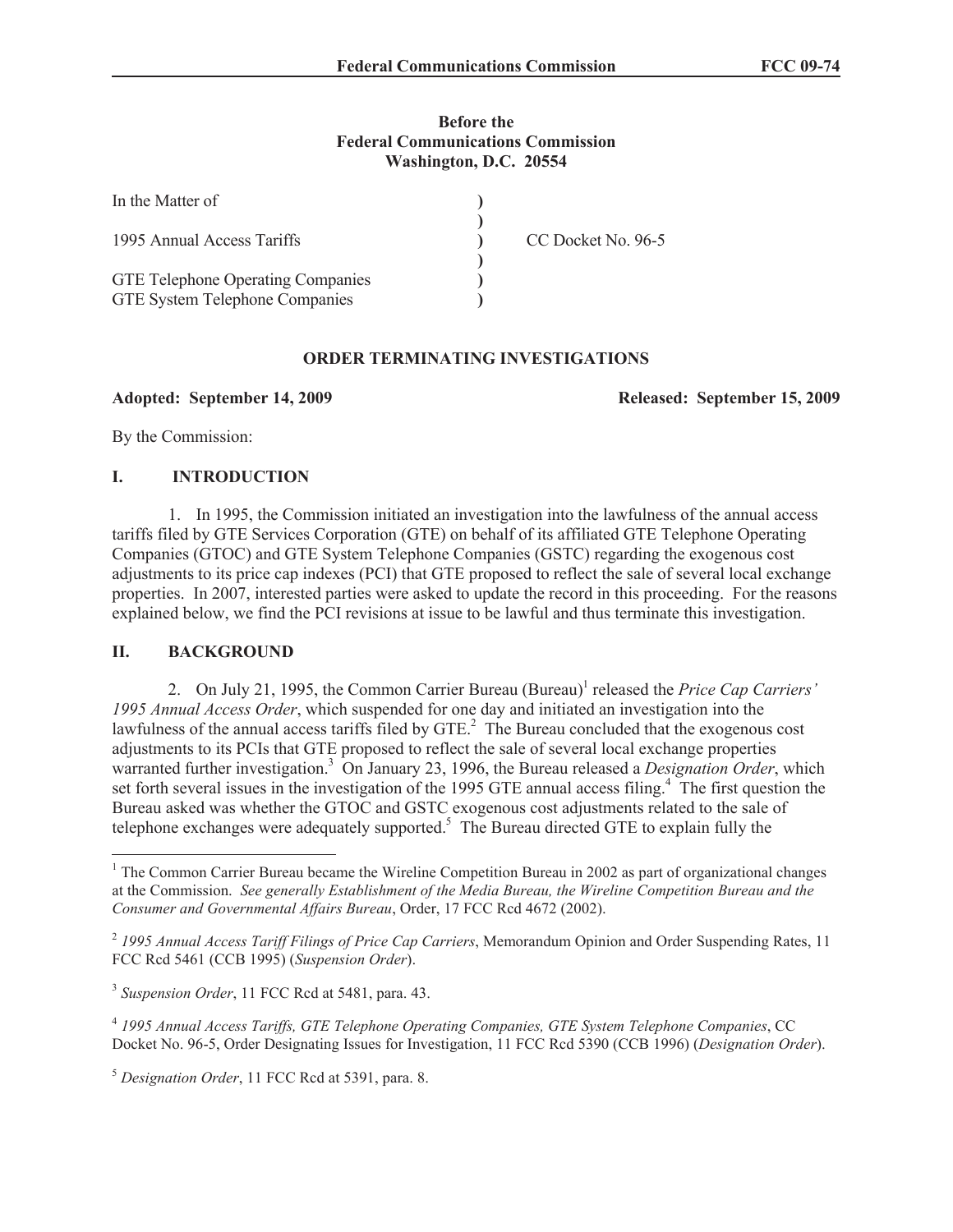**Before the**
**Federal Communications Commission**
**Washington, D.C. 20554**

| | | |
|---|---|---|
| In the Matter of | ) | |
| | ) | |
| 1995 Annual Access Tariffs | ) | CC Docket No. 96-5 |
| | ) | |
| GTE Telephone Operating Companies | ) | |
| GTE System Telephone Companies | ) | |

## ORDER TERMINATING INVESTIGATIONS

**Adopted: September 14, 2009** **Released: September 15, 2009**

By the Commission:

## I. INTRODUCTION

1. In 1995, the Commission initiated an investigation into the lawfulness of the annual access tariffs filed by GTE Services Corporation (GTE) on behalf of its affiliated GTE Telephone Operating Companies (GTOC) and GTE System Telephone Companies (GSTC) regarding the exogenous cost adjustments to its price cap indexes (PCI) that GTE proposed to reflect the sale of several local exchange properties. In 2007, interested parties were asked to update the record in this proceeding. For the reasons explained below, we find the PCI revisions at issue to be lawful and thus terminate this investigation.

## II. BACKGROUND

2. On July 21, 1995, the Common Carrier Bureau (Bureau)[1] released the *Price Cap Carriers' 1995 Annual Access Order*, which suspended for one day and initiated an investigation into the lawfulness of the annual access tariffs filed by GTE.[2] The Bureau concluded that the exogenous cost adjustments to its PCIs that GTE proposed to reflect the sale of several local exchange properties warranted further investigation.[3] On January 23, 1996, the Bureau released a *Designation Order*, which set forth several issues in the investigation of the 1995 GTE annual access filing.[4] The first question the Bureau asked was whether the GTOC and GSTC exogenous cost adjustments related to the sale of telephone exchanges were adequately supported.[5] The Bureau directed GTE to explain fully the

---

[1] The Common Carrier Bureau became the Wireline Competition Bureau in 2002 as part of organizational changes at the Commission. *See generally Establishment of the Media Bureau, the Wireline Competition Bureau and the Consumer and Governmental Affairs Bureau*, Order, 17 FCC Rcd 4672 (2002).

[2] *1995 Annual Access Tariff Filings of Price Cap Carriers*, Memorandum Opinion and Order Suspending Rates, 11 FCC Rcd 5461 (CCB 1995) (*Suspension Order*).

[3] *Suspension Order*, 11 FCC Rcd at 5481, para. 43.

[4] *1995 Annual Access Tariffs, GTE Telephone Operating Companies, GTE System Telephone Companies*, CC Docket No. 96-5, Order Designating Issues for Investigation, 11 FCC Rcd 5390 (CCB 1996) (*Designation Order*).

[5] *Designation Order*, 11 FCC Rcd at 5391, para. 8.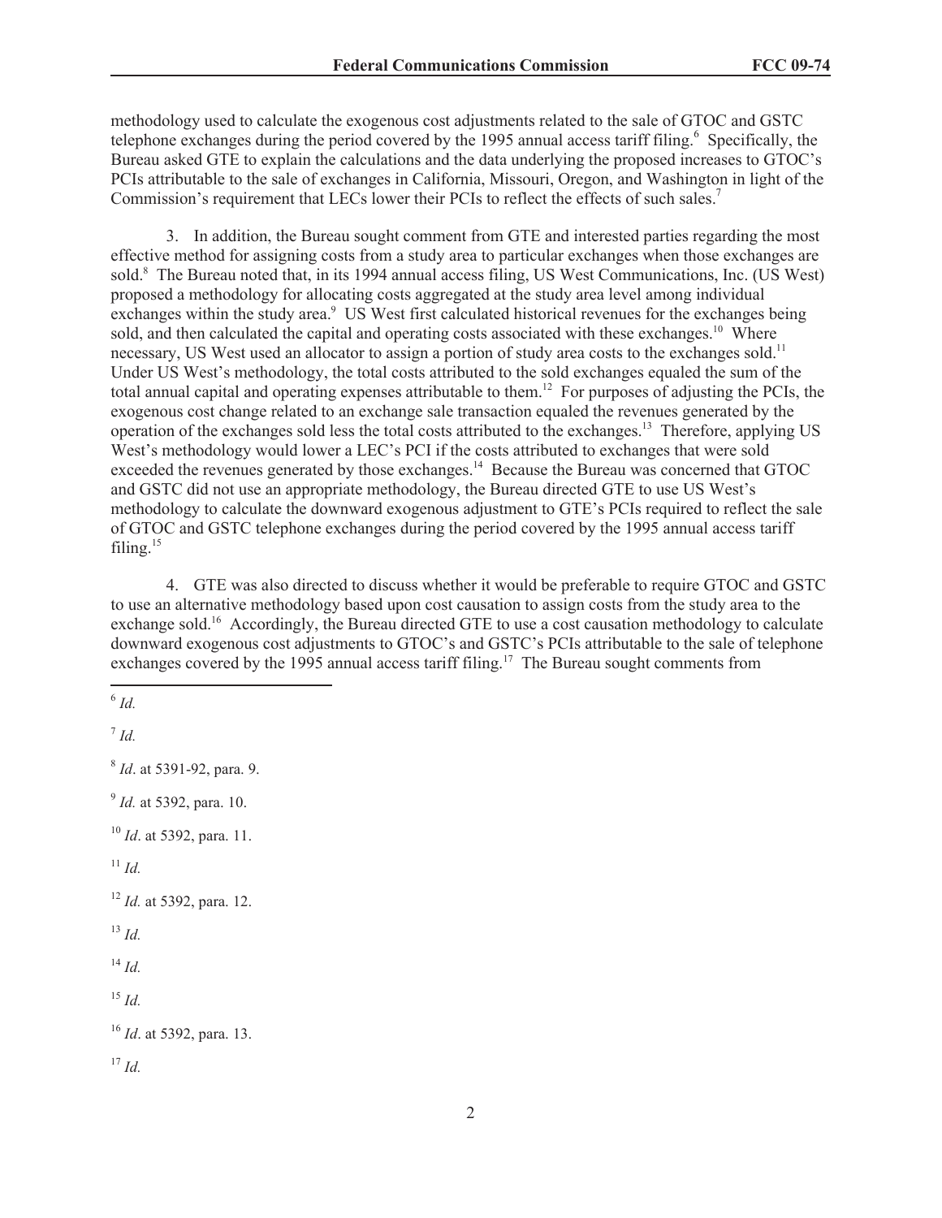methodology used to calculate the exogenous cost adjustments related to the sale of GTOC and GSTC telephone exchanges during the period covered by the 1995 annual access tariff filing.[6] Specifically, the Bureau asked GTE to explain the calculations and the data underlying the proposed increases to GTOC's PCIs attributable to the sale of exchanges in California, Missouri, Oregon, and Washington in light of the Commission's requirement that LECs lower their PCIs to reflect the effects of such sales.[7]

3. In addition, the Bureau sought comment from GTE and interested parties regarding the most effective method for assigning costs from a study area to particular exchanges when those exchanges are sold.[8] The Bureau noted that, in its 1994 annual access filing, US West Communications, Inc. (US West) proposed a methodology for allocating costs aggregated at the study area level among individual exchanges within the study area.[9] US West first calculated historical revenues for the exchanges being sold, and then calculated the capital and operating costs associated with these exchanges.[10] Where necessary, US West used an allocator to assign a portion of study area costs to the exchanges sold.[11] Under US West's methodology, the total costs attributed to the sold exchanges equaled the sum of the total annual capital and operating expenses attributable to them.[12] For purposes of adjusting the PCIs, the exogenous cost change related to an exchange sale transaction equaled the revenues generated by the operation of the exchanges sold less the total costs attributed to the exchanges.[13] Therefore, applying US West's methodology would lower a LEC's PCI if the costs attributed to exchanges that were sold exceeded the revenues generated by those exchanges.[14] Because the Bureau was concerned that GTOC and GSTC did not use an appropriate methodology, the Bureau directed GTE to use US West's methodology to calculate the downward exogenous adjustment to GTE's PCIs required to reflect the sale of GTOC and GSTC telephone exchanges during the period covered by the 1995 annual access tariff filing.[15]

4. GTE was also directed to discuss whether it would be preferable to require GTOC and GSTC to use an alternative methodology based upon cost causation to assign costs from the study area to the exchange sold.[16] Accordingly, the Bureau directed GTE to use a cost causation methodology to calculate downward exogenous cost adjustments to GTOC's and GSTC's PCIs attributable to the sale of telephone exchanges covered by the 1995 annual access tariff filing.[17] The Bureau sought comments from

---

[6] *Id.*

[7] *Id.*

[8] *Id*. at 5391-92, para. 9.

[9] *Id.* at 5392, para. 10.

[10] *Id*. at 5392, para. 11.

[11] *Id.*

[12] *Id.* at 5392, para. 12.

[13] *Id.*

[14] *Id.*

[15] *Id.*

[16] *Id*. at 5392, para. 13.

[17] *Id.*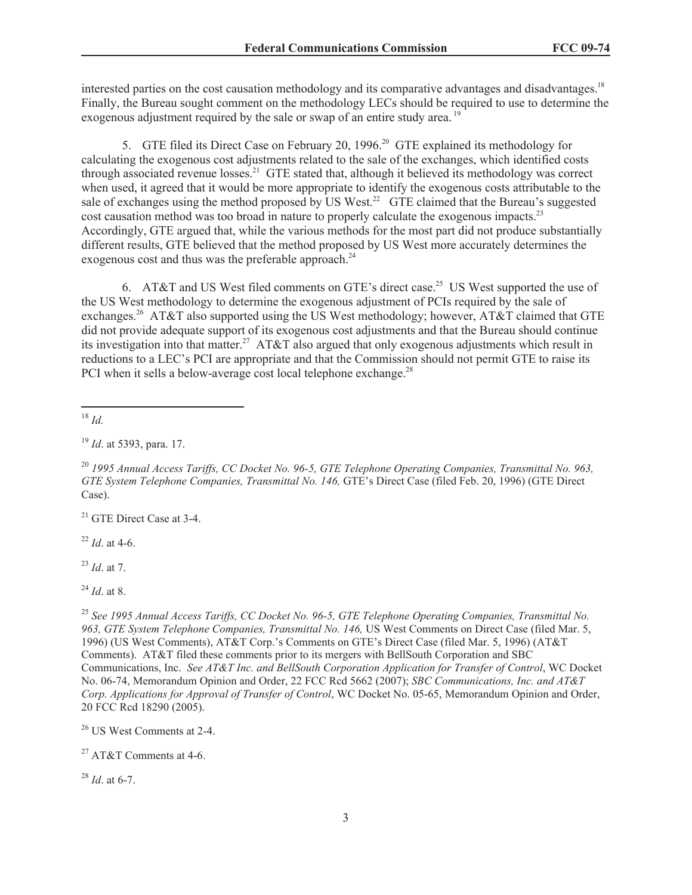interested parties on the cost causation methodology and its comparative advantages and disadvantages.[18] Finally, the Bureau sought comment on the methodology LECs should be required to use to determine the exogenous adjustment required by the sale or swap of an entire study area.[19]

5. GTE filed its Direct Case on February 20, 1996.[20] GTE explained its methodology for calculating the exogenous cost adjustments related to the sale of the exchanges, which identified costs through associated revenue losses.[21] GTE stated that, although it believed its methodology was correct when used, it agreed that it would be more appropriate to identify the exogenous costs attributable to the sale of exchanges using the method proposed by US West.[22] GTE claimed that the Bureau's suggested cost causation method was too broad in nature to properly calculate the exogenous impacts.[23] Accordingly, GTE argued that, while the various methods for the most part did not produce substantially different results, GTE believed that the method proposed by US West more accurately determines the exogenous cost and thus was the preferable approach.[24]

6. AT&T and US West filed comments on GTE's direct case.[25] US West supported the use of the US West methodology to determine the exogenous adjustment of PCIs required by the sale of exchanges.[26] AT&T also supported using the US West methodology; however, AT&T claimed that GTE did not provide adequate support of its exogenous cost adjustments and that the Bureau should continue its investigation into that matter.[27] AT&T also argued that only exogenous adjustments which result in reductions to a LEC's PCI are appropriate and that the Commission should not permit GTE to raise its PCI when it sells a below-average cost local telephone exchange.[28]

---

[18] *Id.*

[19] *Id*. at 5393, para. 17.

[20] *1995 Annual Access Tariffs, CC Docket No. 96-5, GTE Telephone Operating Companies, Transmittal No. 963, GTE System Telephone Companies, Transmittal No. 146,* GTE's Direct Case (filed Feb. 20, 1996) (GTE Direct Case).

[21] GTE Direct Case at 3-4.

[22] *Id*. at 4-6.

[23] *Id*. at 7.

[24] *Id*. at 8.

[25] *See 1995 Annual Access Tariffs, CC Docket No. 96-5, GTE Telephone Operating Companies, Transmittal No. 963, GTE System Telephone Companies, Transmittal No. 146,* US West Comments on Direct Case (filed Mar. 5, 1996) (US West Comments), AT&T Corp.'s Comments on GTE's Direct Case (filed Mar. 5, 1996) (AT&T Comments). AT&T filed these comments prior to its mergers with BellSouth Corporation and SBC Communications, Inc. *See AT&T Inc. and BellSouth Corporation Application for Transfer of Control*, WC Docket No. 06-74, Memorandum Opinion and Order, 22 FCC Rcd 5662 (2007); *SBC Communications, Inc. and AT&T Corp. Applications for Approval of Transfer of Control*, WC Docket No. 05-65, Memorandum Opinion and Order, 20 FCC Rcd 18290 (2005).

[26] US West Comments at 2-4.

[27] AT&T Comments at 4-6.

[28] *Id*. at 6-7.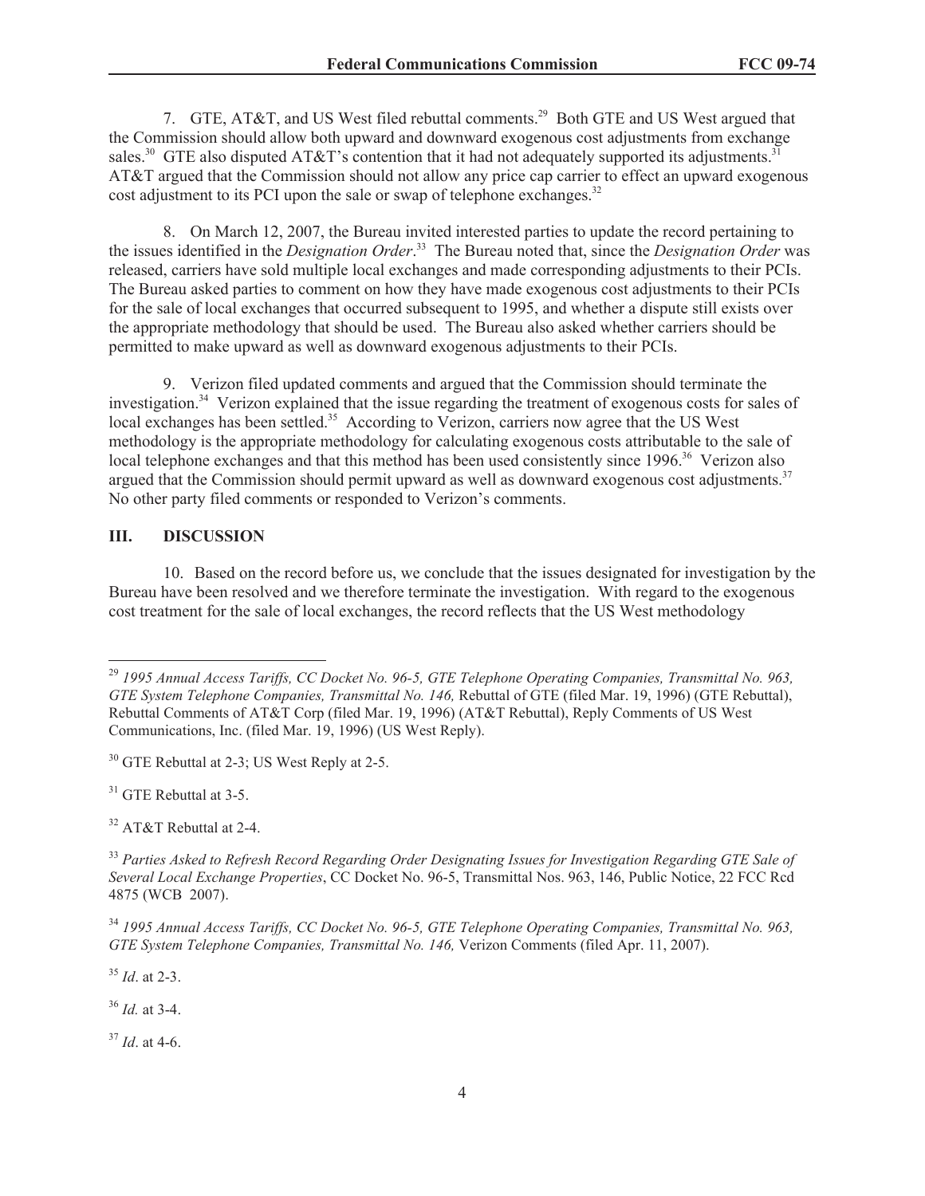7. GTE, AT&T, and US West filed rebuttal comments.[29] Both GTE and US West argued that the Commission should allow both upward and downward exogenous cost adjustments from exchange sales.[30] GTE also disputed AT&T's contention that it had not adequately supported its adjustments.[31] AT&T argued that the Commission should not allow any price cap carrier to effect an upward exogenous cost adjustment to its PCI upon the sale or swap of telephone exchanges.[32]

8. On March 12, 2007, the Bureau invited interested parties to update the record pertaining to the issues identified in the *Designation Order*.[33] The Bureau noted that, since the *Designation Order* was released, carriers have sold multiple local exchanges and made corresponding adjustments to their PCIs. The Bureau asked parties to comment on how they have made exogenous cost adjustments to their PCIs for the sale of local exchanges that occurred subsequent to 1995, and whether a dispute still exists over the appropriate methodology that should be used. The Bureau also asked whether carriers should be permitted to make upward as well as downward exogenous adjustments to their PCIs.

9. Verizon filed updated comments and argued that the Commission should terminate the investigation.[34] Verizon explained that the issue regarding the treatment of exogenous costs for sales of local exchanges has been settled.[35] According to Verizon, carriers now agree that the US West methodology is the appropriate methodology for calculating exogenous costs attributable to the sale of local telephone exchanges and that this method has been used consistently since 1996.[36] Verizon also argued that the Commission should permit upward as well as downward exogenous cost adjustments.[37] No other party filed comments or responded to Verizon's comments.

## III. DISCUSSION

10. Based on the record before us, we conclude that the issues designated for investigation by the Bureau have been resolved and we therefore terminate the investigation. With regard to the exogenous cost treatment for the sale of local exchanges, the record reflects that the US West methodology

---

[29] *1995 Annual Access Tariffs, CC Docket No. 96-5, GTE Telephone Operating Companies, Transmittal No. 963, GTE System Telephone Companies, Transmittal No. 146,* Rebuttal of GTE (filed Mar. 19, 1996) (GTE Rebuttal), Rebuttal Comments of AT&T Corp (filed Mar. 19, 1996) (AT&T Rebuttal), Reply Comments of US West Communications, Inc. (filed Mar. 19, 1996) (US West Reply).

[30] GTE Rebuttal at 2-3; US West Reply at 2-5.

[31] GTE Rebuttal at 3-5.

[32] AT&T Rebuttal at 2-4.

[33] *Parties Asked to Refresh Record Regarding Order Designating Issues for Investigation Regarding GTE Sale of Several Local Exchange Properties*, CC Docket No. 96-5, Transmittal Nos. 963, 146, Public Notice, 22 FCC Rcd 4875 (WCB 2007).

[34] *1995 Annual Access Tariffs, CC Docket No. 96-5, GTE Telephone Operating Companies, Transmittal No. 963, GTE System Telephone Companies, Transmittal No. 146,* Verizon Comments (filed Apr. 11, 2007).

[35] *Id*. at 2-3.

[36] *Id.* at 3-4.

[37] *Id*. at 4-6.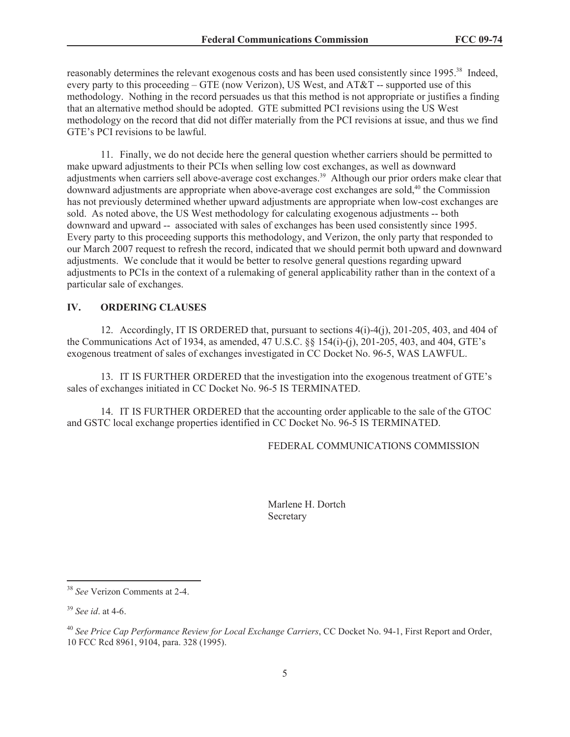reasonably determines the relevant exogenous costs and has been used consistently since 1995.[38] Indeed, every party to this proceeding – GTE (now Verizon), US West, and AT&T -- supported use of this methodology. Nothing in the record persuades us that this method is not appropriate or justifies a finding that an alternative method should be adopted. GTE submitted PCI revisions using the US West methodology on the record that did not differ materially from the PCI revisions at issue, and thus we find GTE's PCI revisions to be lawful.

11. Finally, we do not decide here the general question whether carriers should be permitted to make upward adjustments to their PCIs when selling low cost exchanges, as well as downward adjustments when carriers sell above-average cost exchanges.[39] Although our prior orders make clear that downward adjustments are appropriate when above-average cost exchanges are sold,[40] the Commission has not previously determined whether upward adjustments are appropriate when low-cost exchanges are sold. As noted above, the US West methodology for calculating exogenous adjustments -- both downward and upward -- associated with sales of exchanges has been used consistently since 1995. Every party to this proceeding supports this methodology, and Verizon, the only party that responded to our March 2007 request to refresh the record, indicated that we should permit both upward and downward adjustments. We conclude that it would be better to resolve general questions regarding upward adjustments to PCIs in the context of a rulemaking of general applicability rather than in the context of a particular sale of exchanges.

## IV. ORDERING CLAUSES

12. Accordingly, IT IS ORDERED that, pursuant to sections 4(i)-4(j), 201-205, 403, and 404 of the Communications Act of 1934, as amended, 47 U.S.C. §§ 154(i)-(j), 201-205, 403, and 404, GTE's exogenous treatment of sales of exchanges investigated in CC Docket No. 96-5, WAS LAWFUL.

13. IT IS FURTHER ORDERED that the investigation into the exogenous treatment of GTE's sales of exchanges initiated in CC Docket No. 96-5 IS TERMINATED.

14. IT IS FURTHER ORDERED that the accounting order applicable to the sale of the GTOC and GSTC local exchange properties identified in CC Docket No. 96-5 IS TERMINATED.

FEDERAL COMMUNICATIONS COMMISSION

Marlene H. Dortch
Secretary

---

[38] *See* Verizon Comments at 2-4.

[39] *See id*. at 4-6.

[40] *See Price Cap Performance Review for Local Exchange Carriers*, CC Docket No. 94-1, First Report and Order, 10 FCC Rcd 8961, 9104, para. 328 (1995).